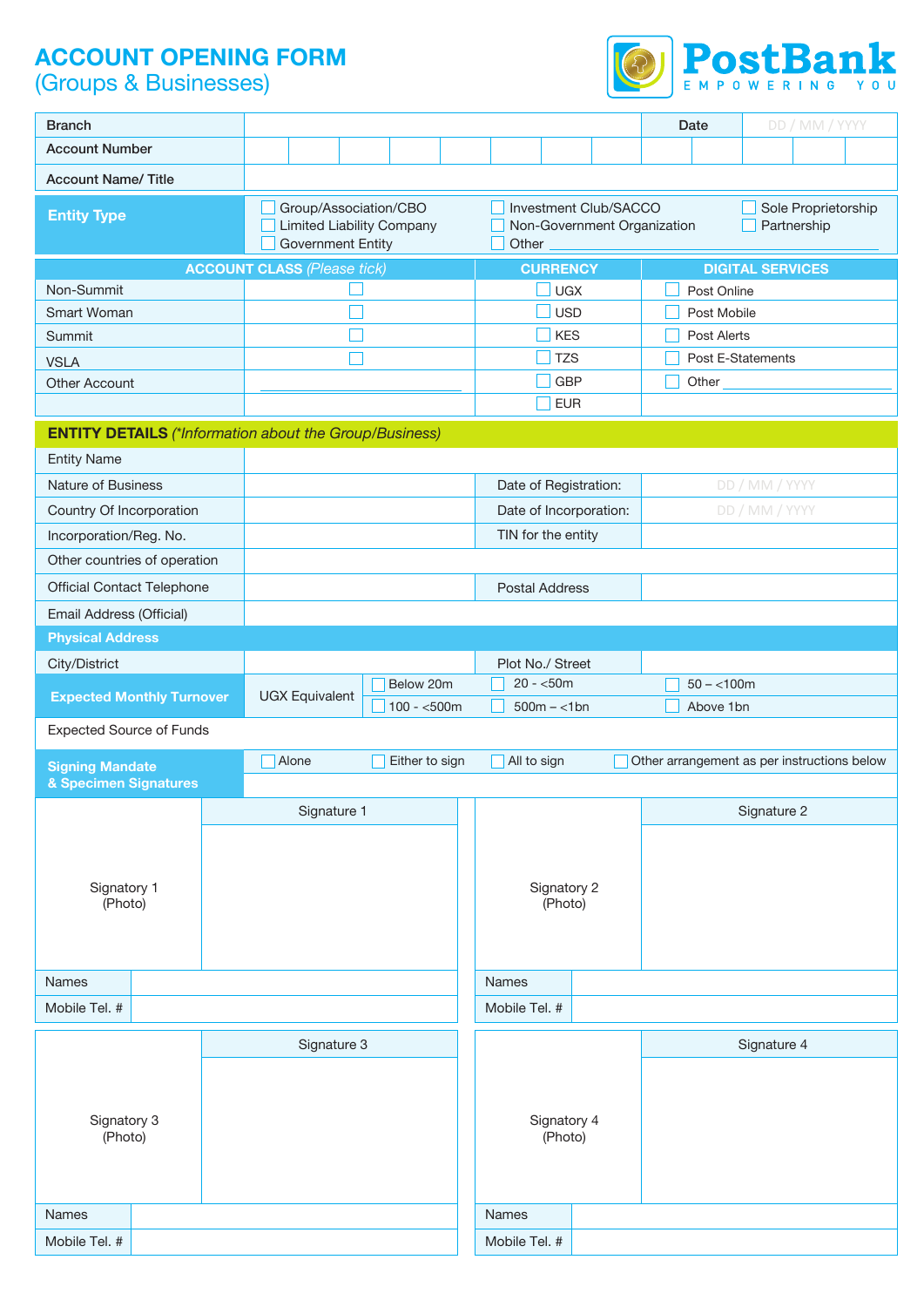# ACCOUNT OPENING FORM
## (Groups & Businesses)

**PostBank**
EMPOWERING YOU

| Branch | | Date | DD / MM / YYYY |
|---|---|---|---|
| Account Number | | | |
| Account Name/ Title | | | |

| **Entity Type** | ☐ Group/Association/CBO | ☐ Investment Club/SACCO | ☐ Sole Proprietorship |
|---|---|---|---|
| | ☐ Limited Liability Company | ☐ Non-Government Organization | ☐ Partnership |
| | ☐ Government Entity | ☐ Other ____________ | |

| **ACCOUNT CLASS** *(Please tick)* | | **CURRENCY** | **DIGITAL SERVICES** |
|---|---|---|---|
| Non-Summit | ☐ | ☐ UGX | ☐ Post Online |
| Smart Woman | ☐ | ☐ USD | ☐ Post Mobile |
| Summit | ☐ | ☐ KES | ☐ Post Alerts |
| VSLA | ☐ | ☐ TZS | ☐ Post E-Statements |
| Other Account | ____________ | ☐ GBP | ☐ Other ____________ |
| | | ☐ EUR | |

## ENTITY DETAILS *(\*Information about the Group/Business)*

| Entity Name | | | |
|---|---|---|---|
| Nature of Business | | Date of Registration: | DD / MM / YYYY |
| Country Of Incorporation | | Date of Incorporation: | DD / MM / YYYY |
| Incorporation/Reg. No. | | TIN for the entity | |
| Other countries of operation | | | |
| Official Contact Telephone | | Postal Address | |
| Email Address (Official) | | | |

**Physical Address**

| City/District | | Plot No./ Street | |
|---|---|---|---|

| **Expected Monthly Turnover** | UGX Equivalent | ☐ Below 20m | ☐ 20 - <50m | ☐ 50 – <100m |
|---|---|---|---|---|
| | | ☐ 100 - <500m | ☐ 500m – <1bn | ☐ Above 1bn |

| Expected Source of Funds | |
|---|---|

| **Signing Mandate & Specimen Signatures** | ☐ Alone | ☐ Either to sign | ☐ All to sign | ☐ Other arrangement as per instructions below |
|---|---|---|---|---|

| Signatory 1 (Photo) | Signature 1 | Signatory 2 (Photo) | Signature 2 |
|---|---|---|---|
| Names | | Names | |
| Mobile Tel. # | | Mobile Tel. # | |

| Signatory 3 (Photo) | Signature 3 | Signatory 4 (Photo) | Signature 4 |
|---|---|---|---|
| Names | | Names | |
| Mobile Tel. # | | Mobile Tel. # | |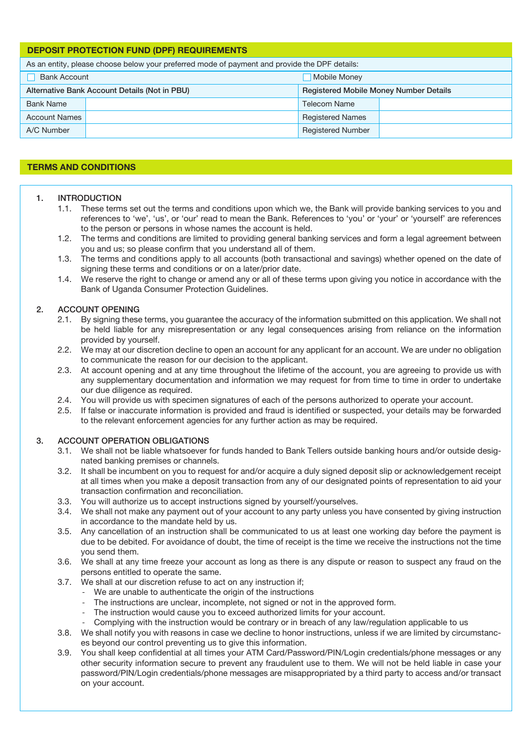## DEPOSIT PROTECTION FUND (DPF) REQUIREMENTS

As an entity, please choose below your preferred mode of payment and provide the DPF details:

| ☐ Bank Account | | ☐ Mobile Money | |
|---|---|---|---|
| **Alternative Bank Account Details (Not in PBU)** | | **Registered Mobile Money Number Details** | |
| Bank Name | | Telecom Name | |
| Account Names | | Registered Names | |
| A/C Number | | Registered Number | |

## TERMS AND CONDITIONS

1. INTRODUCTION
   - 1.1. These terms set out the terms and conditions upon which we, the Bank will provide banking services to you and references to 'we', 'us', or 'our' read to mean the Bank. References to 'you' or 'your' or 'yourself' are references to the person or persons in whose names the account is held.
   - 1.2. The terms and conditions are limited to providing general banking services and form a legal agreement between you and us; so please confirm that you understand all of them.
   - 1.3. The terms and conditions apply to all accounts (both transactional and savings) whether opened on the date of signing these terms and conditions or on a later/prior date.
   - 1.4. We reserve the right to change or amend any or all of these terms upon giving you notice in accordance with the Bank of Uganda Consumer Protection Guidelines.

2. ACCOUNT OPENING
   - 2.1. By signing these terms, you guarantee the accuracy of the information submitted on this application. We shall not be held liable for any misrepresentation or any legal consequences arising from reliance on the information provided by yourself.
   - 2.2. We may at our discretion decline to open an account for any applicant for an account. We are under no obligation to communicate the reason for our decision to the applicant.
   - 2.3. At account opening and at any time throughout the lifetime of the account, you are agreeing to provide us with any supplementary documentation and information we may request for from time to time in order to undertake our due diligence as required.
   - 2.4. You will provide us with specimen signatures of each of the persons authorized to operate your account.
   - 2.5. If false or inaccurate information is provided and fraud is identified or suspected, your details may be forwarded to the relevant enforcement agencies for any further action as may be required.

3. ACCOUNT OPERATION OBLIGATIONS
   - 3.1. We shall not be liable whatsoever for funds handed to Bank Tellers outside banking hours and/or outside designated banking premises or channels.
   - 3.2. It shall be incumbent on you to request for and/or acquire a duly signed deposit slip or acknowledgement receipt at all times when you make a deposit transaction from any of our designated points of representation to aid your transaction confirmation and reconciliation.
   - 3.3. You will authorize us to accept instructions signed by yourself/yourselves.
   - 3.4. We shall not make any payment out of your account to any party unless you have consented by giving instruction in accordance to the mandate held by us.
   - 3.5. Any cancellation of an instruction shall be communicated to us at least one working day before the payment is due to be debited. For avoidance of doubt, the time of receipt is the time we receive the instructions not the time you send them.
   - 3.6. We shall at any time freeze your account as long as there is any dispute or reason to suspect any fraud on the persons entitled to operate the same.
   - 3.7. We shall at our discretion refuse to act on any instruction if;
     - We are unable to authenticate the origin of the instructions
     - The instructions are unclear, incomplete, not signed or not in the approved form.
     - The instruction would cause you to exceed authorized limits for your account.
     - Complying with the instruction would be contrary or in breach of any law/regulation applicable to us
   - 3.8. We shall notify you with reasons in case we decline to honor instructions, unless if we are limited by circumstances beyond our control preventing us to give this information.
   - 3.9. You shall keep confidential at all times your ATM Card/Password/PIN/Login credentials/phone messages or any other security information secure to prevent any fraudulent use to them. We will not be held liable in case your password/PIN/Login credentials/phone messages are misappropriated by a third party to access and/or transact on your account.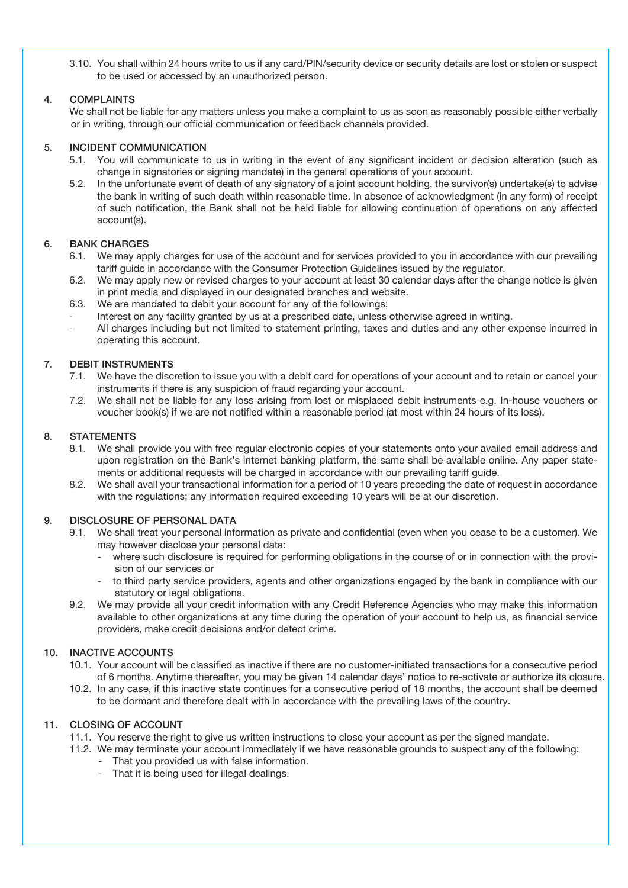3.10. You shall within 24 hours write to us if any card/PIN/security device or security details are lost or stolen or suspect to be used or accessed by an unauthorized person.

## 4. COMPLAINTS

We shall not be liable for any matters unless you make a complaint to us as soon as reasonably possible either verbally or in writing, through our official communication or feedback channels provided.

## 5. INCIDENT COMMUNICATION

5.1. You will communicate to us in writing in the event of any significant incident or decision alteration (such as change in signatories or signing mandate) in the general operations of your account.

5.2. In the unfortunate event of death of any signatory of a joint account holding, the survivor(s) undertake(s) to advise the bank in writing of such death within reasonable time. In absence of acknowledgment (in any form) of receipt of such notification, the Bank shall not be held liable for allowing continuation of operations on any affected account(s).

## 6. BANK CHARGES

6.1. We may apply charges for use of the account and for services provided to you in accordance with our prevailing tariff guide in accordance with the Consumer Protection Guidelines issued by the regulator.

6.2. We may apply new or revised charges to your account at least 30 calendar days after the change notice is given in print media and displayed in our designated branches and website.

6.3. We are mandated to debit your account for any of the followings;

- Interest on any facility granted by us at a prescribed date, unless otherwise agreed in writing.
- All charges including but not limited to statement printing, taxes and duties and any other expense incurred in operating this account.

## 7. DEBIT INSTRUMENTS

7.1. We have the discretion to issue you with a debit card for operations of your account and to retain or cancel your instruments if there is any suspicion of fraud regarding your account.

7.2. We shall not be liable for any loss arising from lost or misplaced debit instruments e.g. In-house vouchers or voucher book(s) if we are not notified within a reasonable period (at most within 24 hours of its loss).

## 8. STATEMENTS

8.1. We shall provide you with free regular electronic copies of your statements onto your availed email address and upon registration on the Bank's internet banking platform, the same shall be available online. Any paper statements or additional requests will be charged in accordance with our prevailing tariff guide.

8.2. We shall avail your transactional information for a period of 10 years preceding the date of request in accordance with the regulations; any information required exceeding 10 years will be at our discretion.

## 9. DISCLOSURE OF PERSONAL DATA

9.1. We shall treat your personal information as private and confidential (even when you cease to be a customer). We may however disclose your personal data:

- where such disclosure is required for performing obligations in the course of or in connection with the provision of our services or
- to third party service providers, agents and other organizations engaged by the bank in compliance with our statutory or legal obligations.

9.2. We may provide all your credit information with any Credit Reference Agencies who may make this information available to other organizations at any time during the operation of your account to help us, as financial service providers, make credit decisions and/or detect crime.

## 10. INACTIVE ACCOUNTS

10.1. Your account will be classified as inactive if there are no customer-initiated transactions for a consecutive period of 6 months. Anytime thereafter, you may be given 14 calendar days' notice to re-activate or authorize its closure.

10.2. In any case, if this inactive state continues for a consecutive period of 18 months, the account shall be deemed to be dormant and therefore dealt with in accordance with the prevailing laws of the country.

## 11. CLOSING OF ACCOUNT

11.1. You reserve the right to give us written instructions to close your account as per the signed mandate.

11.2. We may terminate your account immediately if we have reasonable grounds to suspect any of the following:

- That you provided us with false information.
- That it is being used for illegal dealings.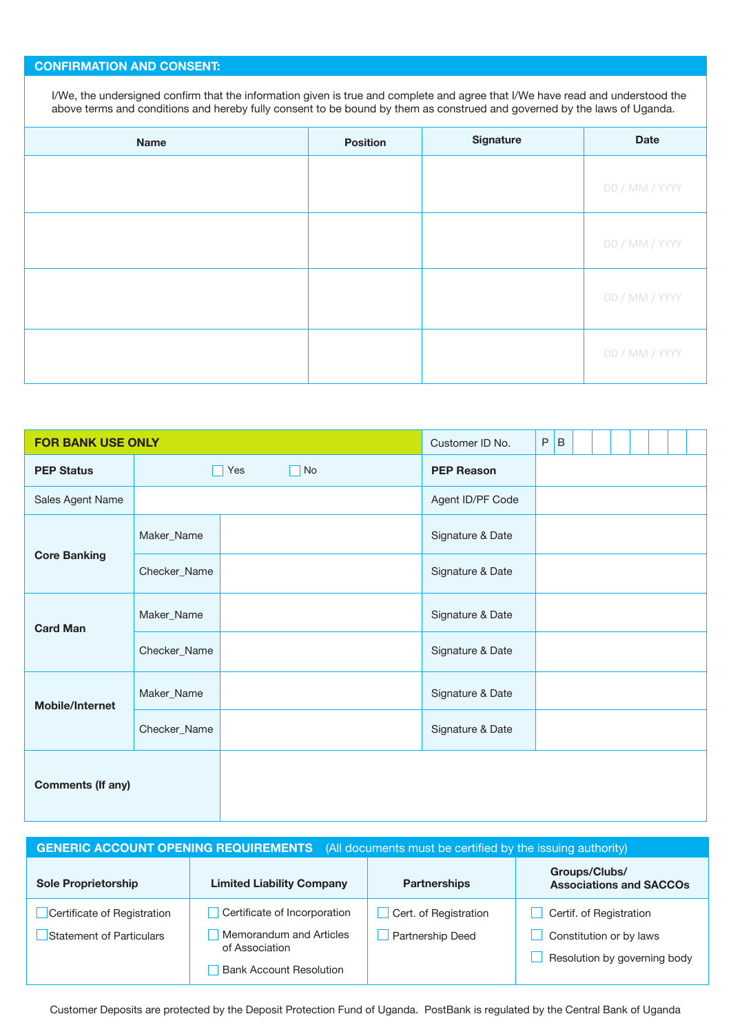## CONFIRMATION AND CONSENT:

I/We, the undersigned confirm that the information given is true and complete and agree that I/We have read and understood the above terms and conditions and hereby fully consent to be bound by them as construed and governed by the laws of Uganda.

| Name | Position | Signature | Date |
|---|---|---|---|
| | | | DD / MM / YYYY |
| | | | DD / MM / YYYY |
| | | | DD / MM / YYYY |
| | | | DD / MM / YYYY |

| FOR BANK USE ONLY | | | Customer ID No. | P B |
|---|---|---|---|---|
| **PEP Status** | ☐ Yes ☐ No | | **PEP Reason** | |
| Sales Agent Name | | | Agent ID/PF Code | |
| **Core Banking** | Maker_Name | | Signature & Date | |
| | Checker_Name | | Signature & Date | |
| **Card Man** | Maker_Name | | Signature & Date | |
| | Checker_Name | | Signature & Date | |
| **Mobile/Internet** | Maker_Name | | Signature & Date | |
| | Checker_Name | | Signature & Date | |
| **Comments (If any)** | | | | |

## GENERIC ACCOUNT OPENING REQUIREMENTS (All documents must be certified by the issuing authority)

| Sole Proprietorship | Limited Liability Company | Partnerships | Groups/Clubs/ Associations and SACCOs |
|---|---|---|---|
| ☐ Certificate of Registration | ☐ Certificate of Incorporation | ☐ Cert. of Registration | ☐ Certif. of Registration |
| ☐ Statement of Particulars | ☐ Memorandum and Articles of Association | ☐ Partnership Deed | ☐ Constitution or by laws |
| | ☐ Bank Account Resolution | | ☐ Resolution by governing body |

Customer Deposits are protected by the Deposit Protection Fund of Uganda. PostBank is regulated by the Central Bank of Uganda